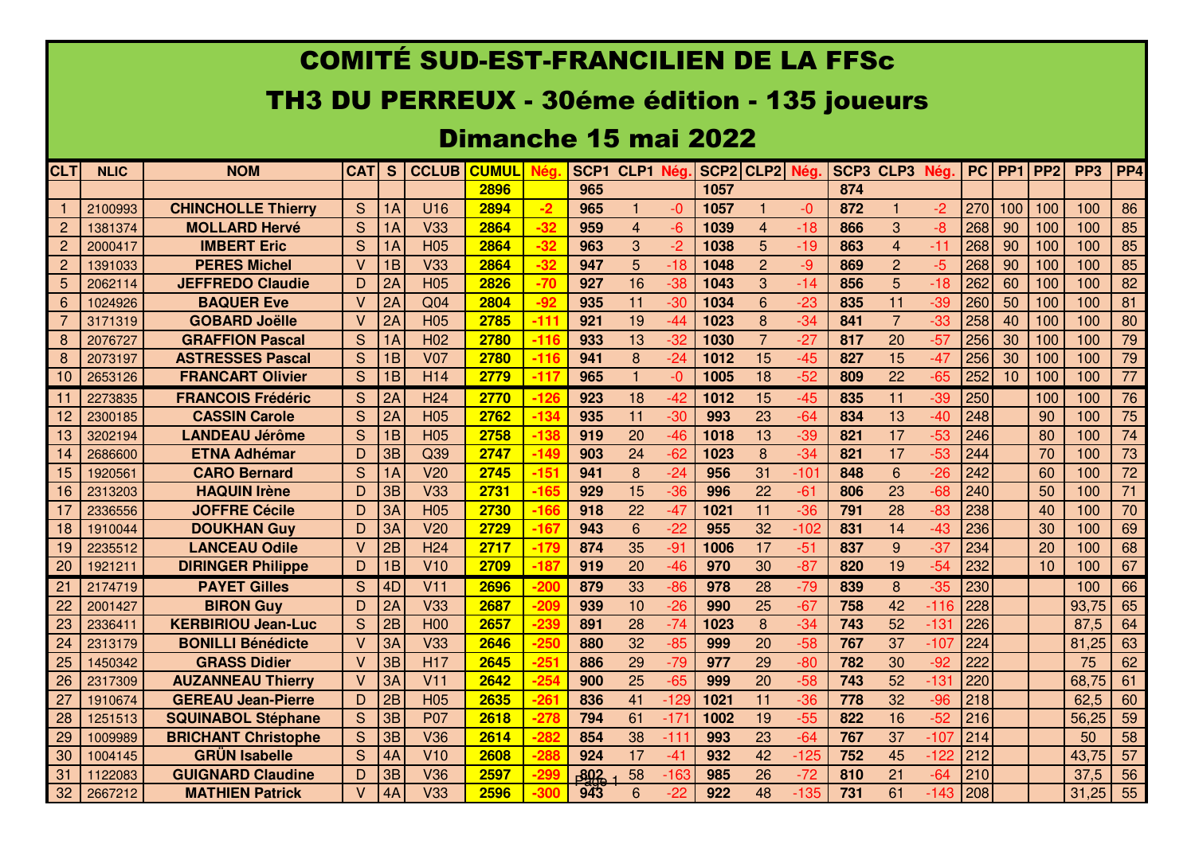# COMITÉ SUD-EST-FRANCILIEN DE LA FFSc

## TH3 DU PERREUX - 30éme édition - 135 joueurs

## Dimanche 15 mai 2022

| CLT | NLIC | NOM | CAT | S | CCLUB | CUMUL | Nég. | SCP1 | CLP1 | Nég. | SCP2 | CLP2 | Nég. | SCP3 | CLP3 | Nég. | PC | PP1 | PP2 | PP3 | PP4 |
|---|---|---|---|---|---|---|---|---|---|---|---|---|---|---|---|---|---|---|---|---|---|
| | | | | | | 2896 | | 965 | | | 1057 | | | 874 | | | | | | | |
| 1 | 2100993 | CHINCHOLLE Thierry | S | 1A | U16 | 2894 | -2 | 965 | 1 | -0 | 1057 | 1 | -0 | 872 | 1 | -2 | 270 | 100 | 100 | 100 | 86 |
| 2 | 1381374 | MOLLARD Hervé | S | 1A | V33 | 2864 | -32 | 959 | 4 | -6 | 1039 | 4 | -18 | 866 | 3 | -8 | 268 | 90 | 100 | 100 | 85 |
| 2 | 2000417 | IMBERT Eric | S | 1A | H05 | 2864 | -32 | 963 | 3 | -2 | 1038 | 5 | -19 | 863 | 4 | -11 | 268 | 90 | 100 | 100 | 85 |
| 2 | 1391033 | PERES Michel | V | 1B | V33 | 2864 | -32 | 947 | 5 | -18 | 1048 | 2 | -9 | 869 | 2 | -5 | 268 | 90 | 100 | 100 | 85 |
| 5 | 2062114 | JEFFREDO Claudie | D | 2A | H05 | 2826 | -70 | 927 | 16 | -38 | 1043 | 3 | -14 | 856 | 5 | -18 | 262 | 60 | 100 | 100 | 82 |
| 6 | 1024926 | BAQUER Eve | V | 2A | Q04 | 2804 | -92 | 935 | 11 | -30 | 1034 | 6 | -23 | 835 | 11 | -39 | 260 | 50 | 100 | 100 | 81 |
| 7 | 3171319 | GOBARD Joëlle | V | 2A | H05 | 2785 | -111 | 921 | 19 | -44 | 1023 | 8 | -34 | 841 | 7 | -33 | 258 | 40 | 100 | 100 | 80 |
| 8 | 2076727 | GRAFFION Pascal | S | 1A | H02 | 2780 | -116 | 933 | 13 | -32 | 1030 | 7 | -27 | 817 | 20 | -57 | 256 | 30 | 100 | 100 | 79 |
| 8 | 2073197 | ASTRESSES Pascal | S | 1B | V07 | 2780 | -116 | 941 | 8 | -24 | 1012 | 15 | -45 | 827 | 15 | -47 | 256 | 30 | 100 | 100 | 79 |
| 10 | 2653126 | FRANCART Olivier | S | 1B | H14 | 2779 | -117 | 965 | 1 | -0 | 1005 | 18 | -52 | 809 | 22 | -65 | 252 | 10 | 100 | 100 | 77 |
| 11 | 2273835 | FRANCOIS Frédéric | S | 2A | H24 | 2770 | -126 | 923 | 18 | -42 | 1012 | 15 | -45 | 835 | 11 | -39 | 250 | | 100 | 100 | 76 |
| 12 | 2300185 | CASSIN Carole | S | 2A | H05 | 2762 | -134 | 935 | 11 | -30 | 993 | 23 | -64 | 834 | 13 | -40 | 248 | | 90 | 100 | 75 |
| 13 | 3202194 | LANDEAU Jérôme | S | 1B | H05 | 2758 | -138 | 919 | 20 | -46 | 1018 | 13 | -39 | 821 | 17 | -53 | 246 | | 80 | 100 | 74 |
| 14 | 2686600 | ETNA Adhémar | D | 3B | Q39 | 2747 | -149 | 903 | 24 | -62 | 1023 | 8 | -34 | 821 | 17 | -53 | 244 | | 70 | 100 | 73 |
| 15 | 1920561 | CARO Bernard | S | 1A | V20 | 2745 | -151 | 941 | 8 | -24 | 956 | 31 | -101 | 848 | 6 | -26 | 242 | | 60 | 100 | 72 |
| 16 | 2313203 | HAQUIN Irène | D | 3B | V33 | 2731 | -165 | 929 | 15 | -36 | 996 | 22 | -61 | 806 | 23 | -68 | 240 | | 50 | 100 | 71 |
| 17 | 2336556 | JOFFRE Cécile | D | 3A | H05 | 2730 | -166 | 918 | 22 | -47 | 1021 | 11 | -36 | 791 | 28 | -83 | 238 | | 40 | 100 | 70 |
| 18 | 1910044 | DOUKHAN Guy | D | 3A | V20 | 2729 | -167 | 943 | 6 | -22 | 955 | 32 | -102 | 831 | 14 | -43 | 236 | | 30 | 100 | 69 |
| 19 | 2235512 | LANCEAU Odile | V | 2B | H24 | 2717 | -179 | 874 | 35 | -91 | 1006 | 17 | -51 | 837 | 9 | -37 | 234 | | 20 | 100 | 68 |
| 20 | 1921211 | DIRINGER Philippe | D | 1B | V10 | 2709 | -187 | 919 | 20 | -46 | 970 | 30 | -87 | 820 | 19 | -54 | 232 | | 10 | 100 | 67 |
| 21 | 2174719 | PAYET Gilles | S | 4D | V11 | 2696 | -200 | 879 | 33 | -86 | 978 | 28 | -79 | 839 | 8 | -35 | 230 | | | 100 | 66 |
| 22 | 2001427 | BIRON Guy | D | 2A | V33 | 2687 | -209 | 939 | 10 | -26 | 990 | 25 | -67 | 758 | 42 | -116 | 228 | | | 93,75 | 65 |
| 23 | 2336411 | KERBIRIOU Jean-Luc | S | 2B | H00 | 2657 | -239 | 891 | 28 | -74 | 1023 | 8 | -34 | 743 | 52 | -131 | 226 | | | 87,5 | 64 |
| 24 | 2313179 | BONILLI Bénédicte | V | 3A | V33 | 2646 | -250 | 880 | 32 | -85 | 999 | 20 | -58 | 767 | 37 | -107 | 224 | | | 81,25 | 63 |
| 25 | 1450342 | GRASS Didier | V | 3B | H17 | 2645 | -251 | 886 | 29 | -79 | 977 | 29 | -80 | 782 | 30 | -92 | 222 | | | 75 | 62 |
| 26 | 2317309 | AUZANNEAU Thierry | V | 3A | V11 | 2642 | -254 | 900 | 25 | -65 | 999 | 20 | -58 | 743 | 52 | -131 | 220 | | | 68,75 | 61 |
| 27 | 1910674 | GEREAU Jean-Pierre | D | 2B | H05 | 2635 | -261 | 836 | 41 | -129 | 1021 | 11 | -36 | 778 | 32 | -96 | 218 | | | 62,5 | 60 |
| 28 | 1251513 | SQUINABOL Stéphane | S | 3B | P07 | 2618 | -278 | 794 | 61 | -171 | 1002 | 19 | -55 | 822 | 16 | -52 | 216 | | | 56,25 | 59 |
| 29 | 1009989 | BRICHANT Christophe | S | 3B | V36 | 2614 | -282 | 854 | 38 | -111 | 993 | 23 | -64 | 767 | 37 | -107 | 214 | | | 50 | 58 |
| 30 | 1004145 | GRÜN Isabelle | S | 4A | V10 | 2608 | -288 | 924 | 17 | -41 | 932 | 42 | -125 | 752 | 45 | -122 | 212 | | | 43,75 | 57 |
| 31 | 1122083 | GUIGNARD Claudine | D | 3B | V36 | 2597 | -299 | 802 | 58 | -163 | 985 | 26 | -72 | 810 | 21 | -64 | 210 | | | 37,5 | 56 |
| 32 | 2667212 | MATHIEN Patrick | V | 4A | V33 | 2596 | -300 | 943 | 6 | -22 | 922 | 48 | -135 | 731 | 61 | -143 | 208 | | | 31,25 | 55 |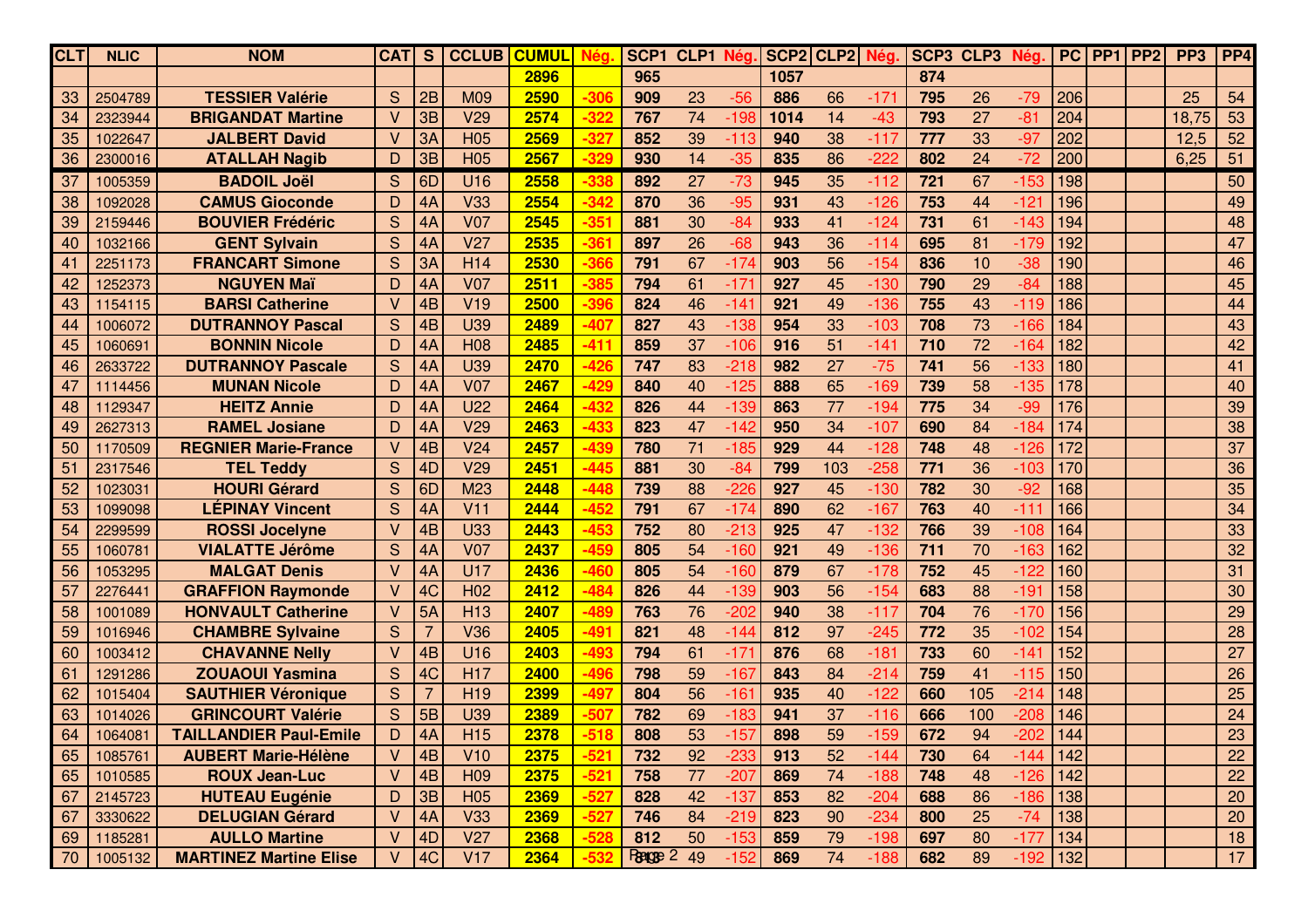| CLT | NLIC | NOM | CAT | S | CCLUB | CUMUL | Nég. | SCP1 | CLP1 | Nég. | SCP2 | CLP2 | Nég. | SCP3 | CLP3 | Nég. | PC | PP1 | PP2 | PP3 | PP4 |
|---|---|---|---|---|---|---|---|---|---|---|---|---|---|---|---|---|---|---|---|---|---|
| | | | | | | 2896 | | 965 | | | 1057 | | | 874 | | | | | | | |
| 33 | 2504789 | TESSIER Valérie | S | 2B | M09 | 2590 | -306 | 909 | 23 | -56 | 886 | 66 | -171 | 795 | 26 | -79 | 206 | | | 25 | 54 |
| 34 | 2323944 | BRIGANDAT Martine | V | 3B | V29 | 2574 | -322 | 767 | 74 | -198 | 1014 | 14 | -43 | 793 | 27 | -81 | 204 | | | 18,75 | 53 |
| 35 | 1022647 | JALBERT David | V | 3A | H05 | 2569 | -327 | 852 | 39 | -113 | 940 | 38 | -117 | 777 | 33 | -97 | 202 | | | 12,5 | 52 |
| 36 | 2300016 | ATALLAH Nagib | D | 3B | H05 | 2567 | -329 | 930 | 14 | -35 | 835 | 86 | -222 | 802 | 24 | -72 | 200 | | | 6,25 | 51 |
| 37 | 1005359 | BADOIL Joël | S | 6D | U16 | 2558 | -338 | 892 | 27 | -73 | 945 | 35 | -112 | 721 | 67 | -153 | 198 | | | | 50 |
| 38 | 1092028 | CAMUS Gioconde | D | 4A | V33 | 2554 | -342 | 870 | 36 | -95 | 931 | 43 | -126 | 753 | 44 | -121 | 196 | | | | 49 |
| 39 | 2159446 | BOUVIER Frédéric | S | 4A | V07 | 2545 | -351 | 881 | 30 | -84 | 933 | 41 | -124 | 731 | 61 | -143 | 194 | | | | 48 |
| 40 | 1032166 | GENT Sylvain | S | 4A | V27 | 2535 | -361 | 897 | 26 | -68 | 943 | 36 | -114 | 695 | 81 | -179 | 192 | | | | 47 |
| 41 | 2251173 | FRANCART Simone | S | 3A | H14 | 2530 | -366 | 791 | 67 | -174 | 903 | 56 | -154 | 836 | 10 | -38 | 190 | | | | 46 |
| 42 | 1252373 | NGUYEN Maï | D | 4A | V07 | 2511 | -385 | 794 | 61 | -171 | 927 | 45 | -130 | 790 | 29 | -84 | 188 | | | | 45 |
| 43 | 1154115 | BARSI Catherine | V | 4B | V19 | 2500 | -396 | 824 | 46 | -141 | 921 | 49 | -136 | 755 | 43 | -119 | 186 | | | | 44 |
| 44 | 1006072 | DUTRANNOY Pascal | S | 4B | U39 | 2489 | -407 | 827 | 43 | -138 | 954 | 33 | -103 | 708 | 73 | -166 | 184 | | | | 43 |
| 45 | 1060691 | BONNIN Nicole | D | 4A | H08 | 2485 | -411 | 859 | 37 | -106 | 916 | 51 | -141 | 710 | 72 | -164 | 182 | | | | 42 |
| 46 | 2633722 | DUTRANNOY Pascale | S | 4A | U39 | 2470 | -426 | 747 | 83 | -218 | 982 | 27 | -75 | 741 | 56 | -133 | 180 | | | | 41 |
| 47 | 1114456 | MUNAN Nicole | D | 4A | V07 | 2467 | -429 | 840 | 40 | -125 | 888 | 65 | -169 | 739 | 58 | -135 | 178 | | | | 40 |
| 48 | 1129347 | HEITZ Annie | D | 4A | U22 | 2464 | -432 | 826 | 44 | -139 | 863 | 77 | -194 | 775 | 34 | -99 | 176 | | | | 39 |
| 49 | 2627313 | RAMEL Josiane | D | 4A | V29 | 2463 | -433 | 823 | 47 | -142 | 950 | 34 | -107 | 690 | 84 | -184 | 174 | | | | 38 |
| 50 | 1170509 | REGNIER Marie-France | V | 4B | V24 | 2457 | -439 | 780 | 71 | -185 | 929 | 44 | -128 | 748 | 48 | -126 | 172 | | | | 37 |
| 51 | 2317546 | TEL Teddy | S | 4D | V29 | 2451 | -445 | 881 | 30 | -84 | 799 | 103 | -258 | 771 | 36 | -103 | 170 | | | | 36 |
| 52 | 1023031 | HOURI Gérard | S | 6D | M23 | 2448 | -448 | 739 | 88 | -226 | 927 | 45 | -130 | 782 | 30 | -92 | 168 | | | | 35 |
| 53 | 1099098 | LÉPINAY Vincent | S | 4A | V11 | 2444 | -452 | 791 | 67 | -174 | 890 | 62 | -167 | 763 | 40 | -111 | 166 | | | | 34 |
| 54 | 2299599 | ROSSI Jocelyne | V | 4B | U33 | 2443 | -453 | 752 | 80 | -213 | 925 | 47 | -132 | 766 | 39 | -108 | 164 | | | | 33 |
| 55 | 1060781 | VIALATTE Jérôme | S | 4A | V07 | 2437 | -459 | 805 | 54 | -160 | 921 | 49 | -136 | 711 | 70 | -163 | 162 | | | | 32 |
| 56 | 1053295 | MALGAT Denis | V | 4A | U17 | 2436 | -460 | 805 | 54 | -160 | 879 | 67 | -178 | 752 | 45 | -122 | 160 | | | | 31 |
| 57 | 2276441 | GRAFFION Raymonde | V | 4C | H02 | 2412 | -484 | 826 | 44 | -139 | 903 | 56 | -154 | 683 | 88 | -191 | 158 | | | | 30 |
| 58 | 1001089 | HONVAULT Catherine | V | 5A | H13 | 2407 | -489 | 763 | 76 | -202 | 940 | 38 | -117 | 704 | 76 | -170 | 156 | | | | 29 |
| 59 | 1016946 | CHAMBRE Sylvaine | S | 7 | V36 | 2405 | -491 | 821 | 48 | -144 | 812 | 97 | -245 | 772 | 35 | -102 | 154 | | | | 28 |
| 60 | 1003412 | CHAVANNE Nelly | V | 4B | U16 | 2403 | -493 | 794 | 61 | -171 | 876 | 68 | -181 | 733 | 60 | -141 | 152 | | | | 27 |
| 61 | 1291286 | ZOUAOUI Yasmina | S | 4C | H17 | 2400 | -496 | 798 | 59 | -167 | 843 | 84 | -214 | 759 | 41 | -115 | 150 | | | | 26 |
| 62 | 1015404 | SAUTHIER Véronique | S | 7 | H19 | 2399 | -497 | 804 | 56 | -161 | 935 | 40 | -122 | 660 | 105 | -214 | 148 | | | | 25 |
| 63 | 1014026 | GRINCOURT Valérie | S | 5B | U39 | 2389 | -507 | 782 | 69 | -183 | 941 | 37 | -116 | 666 | 100 | -208 | 146 | | | | 24 |
| 64 | 1064081 | TAILLANDIER Paul-Emile | D | 4A | H15 | 2378 | -518 | 808 | 53 | -157 | 898 | 59 | -159 | 672 | 94 | -202 | 144 | | | | 23 |
| 65 | 1085761 | AUBERT Marie-Hélène | V | 4B | V10 | 2375 | -521 | 732 | 92 | -233 | 913 | 52 | -144 | 730 | 64 | -144 | 142 | | | | 22 |
| 65 | 1010585 | ROUX Jean-Luc | V | 4B | H09 | 2375 | -521 | 758 | 77 | -207 | 869 | 74 | -188 | 748 | 48 | -126 | 142 | | | | 22 |
| 67 | 2145723 | HUTEAU Eugénie | D | 3B | H05 | 2369 | -527 | 828 | 42 | -137 | 853 | 82 | -204 | 688 | 86 | -186 | 138 | | | | 20 |
| 67 | 3330622 | DELUGIAN Gérard | V | 4A | V33 | 2369 | -527 | 746 | 84 | -219 | 823 | 90 | -234 | 800 | 25 | -74 | 138 | | | | 20 |
| 69 | 1185281 | AULLO Martine | V | 4D | V27 | 2368 | -528 | 812 | 50 | -153 | 859 | 79 | -198 | 697 | 80 | -177 | 134 | | | | 18 |
| 70 | 1005132 | MARTINEZ Martine Elise | V | 4C | V17 | 2364 | -532 | 813 | 49 | -152 | 869 | 74 | -188 | 682 | 89 | -192 | 132 | | | | 17 |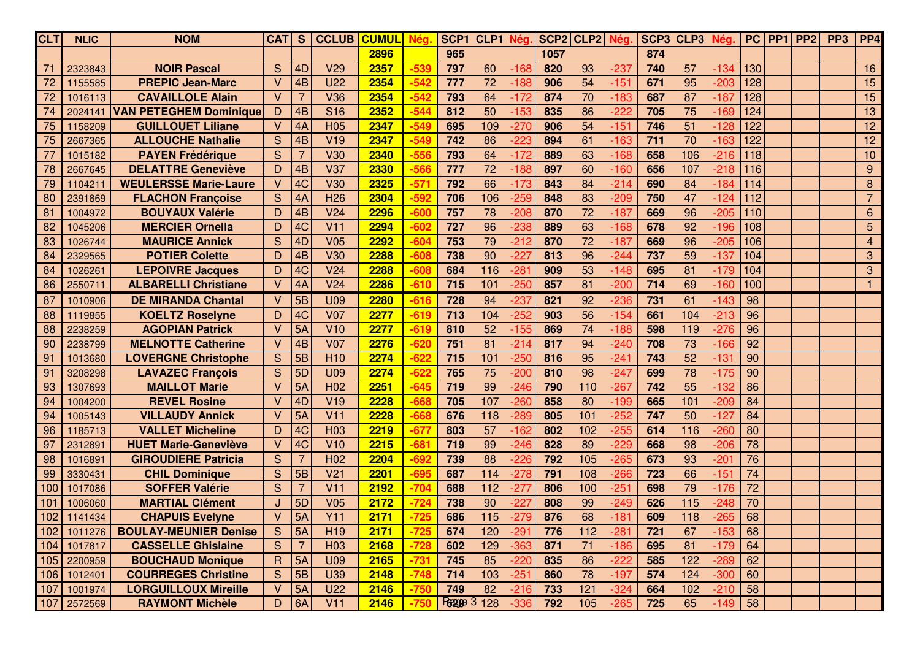| CLT | NLIC | NOM | CAT | S | CCLUB | CUMUL | Nég. | SCP1 | CLP1 | Nég. | SCP2 | CLP2 | Nég. | SCP3 | CLP3 | Nég. | PC | PP1 | PP2 | PP3 | PP4 |
|---|---|---|---|---|---|---|---|---|---|---|---|---|---|---|---|---|---|---|---|---|---|
| | | | | | | 2896 | | 965 | | | 1057 | | | 874 | | | | | | | |
| 71 | 2323843 | **NOIR Pascal** | S | 4D | V29 | 2357 | -539 | 797 | 60 | -168 | 820 | 93 | -237 | 740 | 57 | -134 | 130 | | | | 16 |
| 72 | 1155585 | **PREPIC Jean-Marc** | V | 4B | U22 | 2354 | -542 | 777 | 72 | -188 | 906 | 54 | -151 | 671 | 95 | -203 | 128 | | | | 15 |
| 72 | 1016113 | **CAVAILLOLE Alain** | V | 7 | V36 | 2354 | -542 | 793 | 64 | -172 | 874 | 70 | -183 | 687 | 87 | -187 | 128 | | | | 15 |
| 74 | 2024141 | **VAN PETEGHEM Dominique** | D | 4B | S16 | 2352 | -544 | 812 | 50 | -153 | 835 | 86 | -222 | 705 | 75 | -169 | 124 | | | | 13 |
| 75 | 1158209 | **GUILLOUET Liliane** | V | 4A | H05 | 2347 | -549 | 695 | 109 | -270 | 906 | 54 | -151 | 746 | 51 | -128 | 122 | | | | 12 |
| 75 | 2667365 | **ALLOUCHE Nathalie** | S | 4B | V19 | 2347 | -549 | 742 | 86 | -223 | 894 | 61 | -163 | 711 | 70 | -163 | 122 | | | | 12 |
| 77 | 1015182 | **PAYEN Frédérique** | S | 7 | V30 | 2340 | -556 | 793 | 64 | -172 | 889 | 63 | -168 | 658 | 106 | -216 | 118 | | | | 10 |
| 78 | 2667645 | **DELATTRE Geneviève** | D | 4B | V37 | 2330 | -566 | 777 | 72 | -188 | 897 | 60 | -160 | 656 | 107 | -218 | 116 | | | | 9 |
| 79 | 1104211 | **WEULERSSE Marie-Laure** | V | 4C | V30 | 2325 | -571 | 792 | 66 | -173 | 843 | 84 | -214 | 690 | 84 | -184 | 114 | | | | 8 |
| 80 | 2391869 | **FLACHON Françoise** | S | 4A | H26 | 2304 | -592 | 706 | 106 | -259 | 848 | 83 | -209 | 750 | 47 | -124 | 112 | | | | 7 |
| 81 | 1004972 | **BOUYAUX Valérie** | D | 4B | V24 | 2296 | -600 | 757 | 78 | -208 | 870 | 72 | -187 | 669 | 96 | -205 | 110 | | | | 6 |
| 82 | 1045206 | **MERCIER Ornella** | D | 4C | V11 | 2294 | -602 | 727 | 96 | -238 | 889 | 63 | -168 | 678 | 92 | -196 | 108 | | | | 5 |
| 83 | 1026744 | **MAURICE Annick** | S | 4D | V05 | 2292 | -604 | 753 | 79 | -212 | 870 | 72 | -187 | 669 | 96 | -205 | 106 | | | | 4 |
| 84 | 2329565 | **POTIER Colette** | D | 4B | V30 | 2288 | -608 | 738 | 90 | -227 | 813 | 96 | -244 | 737 | 59 | -137 | 104 | | | | 3 |
| 84 | 1026261 | **LEPOIVRE Jacques** | D | 4C | V24 | 2288 | -608 | 684 | 116 | -281 | 909 | 53 | -148 | 695 | 81 | -179 | 104 | | | | 3 |
| 86 | 2550711 | **ALBARELLI Christiane** | V | 4A | V24 | 2286 | -610 | 715 | 101 | -250 | 857 | 81 | -200 | 714 | 69 | -160 | 100 | | | | 1 |
| 87 | 1010906 | **DE MIRANDA Chantal** | V | 5B | U09 | 2280 | -616 | 728 | 94 | -237 | 821 | 92 | -236 | 731 | 61 | -143 | 98 | | | | |
| 88 | 1119855 | **KOELTZ Roselyne** | D | 4C | V07 | 2277 | -619 | 713 | 104 | -252 | 903 | 56 | -154 | 661 | 104 | -213 | 96 | | | | |
| 88 | 2238259 | **AGOPIAN Patrick** | V | 5A | V10 | 2277 | -619 | 810 | 52 | -155 | 869 | 74 | -188 | 598 | 119 | -276 | 96 | | | | |
| 90 | 2238799 | **MELNOTTE Catherine** | V | 4B | V07 | 2276 | -620 | 751 | 81 | -214 | 817 | 94 | -240 | 708 | 73 | -166 | 92 | | | | |
| 91 | 1013680 | **LOVERGNE Christophe** | S | 5B | H10 | 2274 | -622 | 715 | 101 | -250 | 816 | 95 | -241 | 743 | 52 | -131 | 90 | | | | |
| 91 | 3208298 | **LAVAZEC François** | S | 5D | U09 | 2274 | -622 | 765 | 75 | -200 | 810 | 98 | -247 | 699 | 78 | -175 | 90 | | | | |
| 93 | 1307693 | **MAILLOT Marie** | V | 5A | H02 | 2251 | -645 | 719 | 99 | -246 | 790 | 110 | -267 | 742 | 55 | -132 | 86 | | | | |
| 94 | 1004200 | **REVEL Rosine** | V | 4D | V19 | 2228 | -668 | 705 | 107 | -260 | 858 | 80 | -199 | 665 | 101 | -209 | 84 | | | | |
| 94 | 1005143 | **VILLAUDY Annick** | V | 5A | V11 | 2228 | -668 | 676 | 118 | -289 | 805 | 101 | -252 | 747 | 50 | -127 | 84 | | | | |
| 96 | 1185713 | **VALLET Micheline** | D | 4C | H03 | 2219 | -677 | 803 | 57 | -162 | 802 | 102 | -255 | 614 | 116 | -260 | 80 | | | | |
| 97 | 2312891 | **HUET Marie-Geneviève** | V | 4C | V10 | 2215 | -681 | 719 | 99 | -246 | 828 | 89 | -229 | 668 | 98 | -206 | 78 | | | | |
| 98 | 1016891 | **GIROUDIERE Patricia** | S | 7 | H02 | 2204 | -692 | 739 | 88 | -226 | 792 | 105 | -265 | 673 | 93 | -201 | 76 | | | | |
| 99 | 3330431 | **CHIL Dominique** | S | 5B | V21 | 2201 | -695 | 687 | 114 | -278 | 791 | 108 | -266 | 723 | 66 | -151 | 74 | | | | |
| 100 | 1017086 | **SOFFER Valérie** | S | 7 | V11 | 2192 | -704 | 688 | 112 | -277 | 806 | 100 | -251 | 698 | 79 | -176 | 72 | | | | |
| 101 | 1006060 | **MARTIAL Clément** | J | 5D | V05 | 2172 | -724 | 738 | 90 | -227 | 808 | 99 | -249 | 626 | 115 | -248 | 70 | | | | |
| 102 | 1141434 | **CHAPUIS Evelyne** | V | 5A | Y11 | 2171 | -725 | 686 | 115 | -279 | 876 | 68 | -181 | 609 | 118 | -265 | 68 | | | | |
| 102 | 1011276 | **BOULAY-MEUNIER Denise** | S | 5A | H19 | 2171 | -725 | 674 | 120 | -291 | 776 | 112 | -281 | 721 | 67 | -153 | 68 | | | | |
| 104 | 1017817 | **CASSELLE Ghislaine** | S | 7 | H03 | 2168 | -728 | 602 | 129 | -363 | 871 | 71 | -186 | 695 | 81 | -179 | 64 | | | | |
| 105 | 2200959 | **BOUCHAUD Monique** | R | 5A | U09 | 2165 | -731 | 745 | 85 | -220 | 835 | 86 | -222 | 585 | 122 | -289 | 62 | | | | |
| 106 | 1012401 | **COURREGES Christine** | S | 5B | U39 | 2148 | -748 | 714 | 103 | -251 | 860 | 78 | -197 | 574 | 124 | -300 | 60 | | | | |
| 107 | 1001974 | **LORGUILLOUX Mireille** | V | 5A | U22 | 2146 | -750 | 749 | 82 | -216 | 733 | 121 | -324 | 664 | 102 | -210 | 58 | | | | |
| 107 | 2572569 | **RAYMONT Michèle** | D | 6A | V11 | 2146 | -750 | 629 | 128 | -336 | 792 | 105 | -265 | 725 | 65 | -149 | 58 | | | | |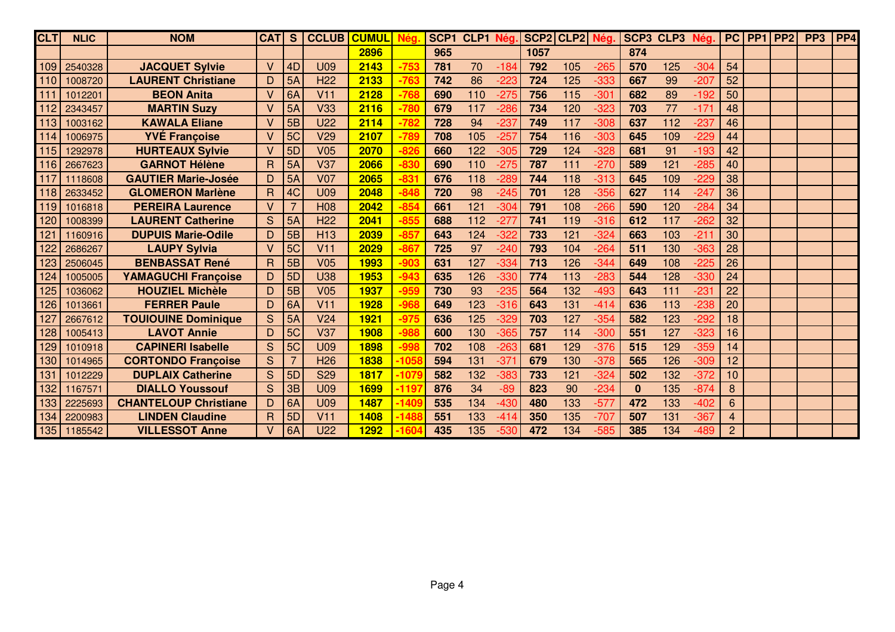| CLT | NLIC | NOM | CAT | S | CCLUB | CUMUL | Nég. | SCP1 | CLP1 | Nég. | SCP2 | CLP2 | Nég. | SCP3 | CLP3 | Nég. | PC | PP1 | PP2 | PP3 | PP4 |
|---|---|---|---|---|---|---|---|---|---|---|---|---|---|---|---|---|---|---|---|---|---|
| | | | | | | 2896 | | 965 | | | 1057 | | | 874 | | | | | | | |
| 109 | 2540328 | **JACQUET Sylvie** | V | 4D | U09 | **2143** | **-753** | **781** | 70 | -184 | **792** | 105 | -265 | **570** | 125 | -304 | 54 | | | | |
| 110 | 1008720 | **LAURENT Christiane** | D | 5A | H22 | **2133** | **-763** | **742** | 86 | -223 | **724** | 125 | -333 | **667** | 99 | -207 | 52 | | | | |
| 111 | 1012201 | **BEON Anita** | V | 6A | V11 | **2128** | **-768** | **690** | 110 | -275 | **756** | 115 | -301 | **682** | 89 | -192 | 50 | | | | |
| 112 | 2343457 | **MARTIN Suzy** | V | 5A | V33 | **2116** | **-780** | **679** | 117 | -286 | **734** | 120 | -323 | **703** | 77 | -171 | 48 | | | | |
| 113 | 1003162 | **KAWALA Eliane** | V | 5B | U22 | **2114** | **-782** | **728** | 94 | -237 | **749** | 117 | -308 | **637** | 112 | -237 | 46 | | | | |
| 114 | 1006975 | **YVÉ Françoise** | V | 5C | V29 | **2107** | **-789** | **708** | 105 | -257 | **754** | 116 | -303 | **645** | 109 | -229 | 44 | | | | |
| 115 | 1292978 | **HURTEAUX Sylvie** | V | 5D | V05 | **2070** | **-826** | **660** | 122 | -305 | **729** | 124 | -328 | **681** | 91 | -193 | 42 | | | | |
| 116 | 2667623 | **GARNOT Hélène** | R | 5A | V37 | **2066** | **-830** | **690** | 110 | -275 | **787** | 111 | -270 | **589** | 121 | -285 | 40 | | | | |
| 117 | 1118608 | **GAUTIER Marie-Josée** | D | 5A | V07 | **2065** | **-831** | **676** | 118 | -289 | **744** | 118 | -313 | **645** | 109 | -229 | 38 | | | | |
| 118 | 2633452 | **GLOMERON Marlène** | R | 4C | U09 | **2048** | **-848** | **720** | 98 | -245 | **701** | 128 | -356 | **627** | 114 | -247 | 36 | | | | |
| 119 | 1016818 | **PEREIRA Laurence** | V | 7 | H08 | **2042** | **-854** | **661** | 121 | -304 | **791** | 108 | -266 | **590** | 120 | -284 | 34 | | | | |
| 120 | 1008399 | **LAURENT Catherine** | S | 5A | H22 | **2041** | **-855** | **688** | 112 | -277 | **741** | 119 | -316 | **612** | 117 | -262 | 32 | | | | |
| 121 | 1160916 | **DUPUIS Marie-Odile** | D | 5B | H13 | **2039** | **-857** | **643** | 124 | -322 | **733** | 121 | -324 | **663** | 103 | -211 | 30 | | | | |
| 122 | 2686267 | **LAUPY Sylvia** | V | 5C | V11 | **2029** | **-867** | **725** | 97 | -240 | **793** | 104 | -264 | **511** | 130 | -363 | 28 | | | | |
| 123 | 2506045 | **BENBASSAT René** | R | 5B | V05 | **1993** | **-903** | **631** | 127 | -334 | **713** | 126 | -344 | **649** | 108 | -225 | 26 | | | | |
| 124 | 1005005 | **YAMAGUCHI Françoise** | D | 5D | U38 | **1953** | **-943** | **635** | 126 | -330 | **774** | 113 | -283 | **544** | 128 | -330 | 24 | | | | |
| 125 | 1036062 | **HOUZIEL Michèle** | D | 5B | V05 | **1937** | **-959** | **730** | 93 | -235 | **564** | 132 | -493 | **643** | 111 | -231 | 22 | | | | |
| 126 | 1013661 | **FERRER Paule** | D | 6A | V11 | **1928** | **-968** | **649** | 123 | -316 | **643** | 131 | -414 | **636** | 113 | -238 | 20 | | | | |
| 127 | 2667612 | **TOUIOUINE Dominique** | S | 5A | V24 | **1921** | **-975** | **636** | 125 | -329 | **703** | 127 | -354 | **582** | 123 | -292 | 18 | | | | |
| 128 | 1005413 | **LAVOT Annie** | D | 5C | V37 | **1908** | **-988** | **600** | 130 | -365 | **757** | 114 | -300 | **551** | 127 | -323 | 16 | | | | |
| 129 | 1010918 | **CAPINERI Isabelle** | S | 5C | U09 | **1898** | **-998** | **702** | 108 | -263 | **681** | 129 | -376 | **515** | 129 | -359 | 14 | | | | |
| 130 | 1014965 | **CORTONDO Françoise** | S | 7 | H26 | **1838** | **-1058** | **594** | 131 | -371 | **679** | 130 | -378 | **565** | 126 | -309 | 12 | | | | |
| 131 | 1012229 | **DUPLAIX Catherine** | S | 5D | S29 | **1817** | **-1079** | **582** | 132 | -383 | **733** | 121 | -324 | **502** | 132 | -372 | 10 | | | | |
| 132 | 1167571 | **DIALLO Youssouf** | S | 3B | U09 | **1699** | **-1197** | **876** | 34 | -89 | **823** | 90 | -234 | **0** | 135 | -874 | 8 | | | | |
| 133 | 2225693 | **CHANTELOUP Christiane** | D | 6A | U09 | **1487** | **-1409** | **535** | 134 | -430 | **480** | 133 | -577 | **472** | 133 | -402 | 6 | | | | |
| 134 | 2200983 | **LINDEN Claudine** | R | 5D | V11 | **1408** | **-1488** | **551** | 133 | -414 | **350** | 135 | -707 | **507** | 131 | -367 | 4 | | | | |
| 135 | 1185542 | **VILLESSOT Anne** | V | 6A | U22 | **1292** | **-1604** | **435** | 135 | -530 | **472** | 134 | -585 | **385** | 134 | -489 | 2 | | | | |